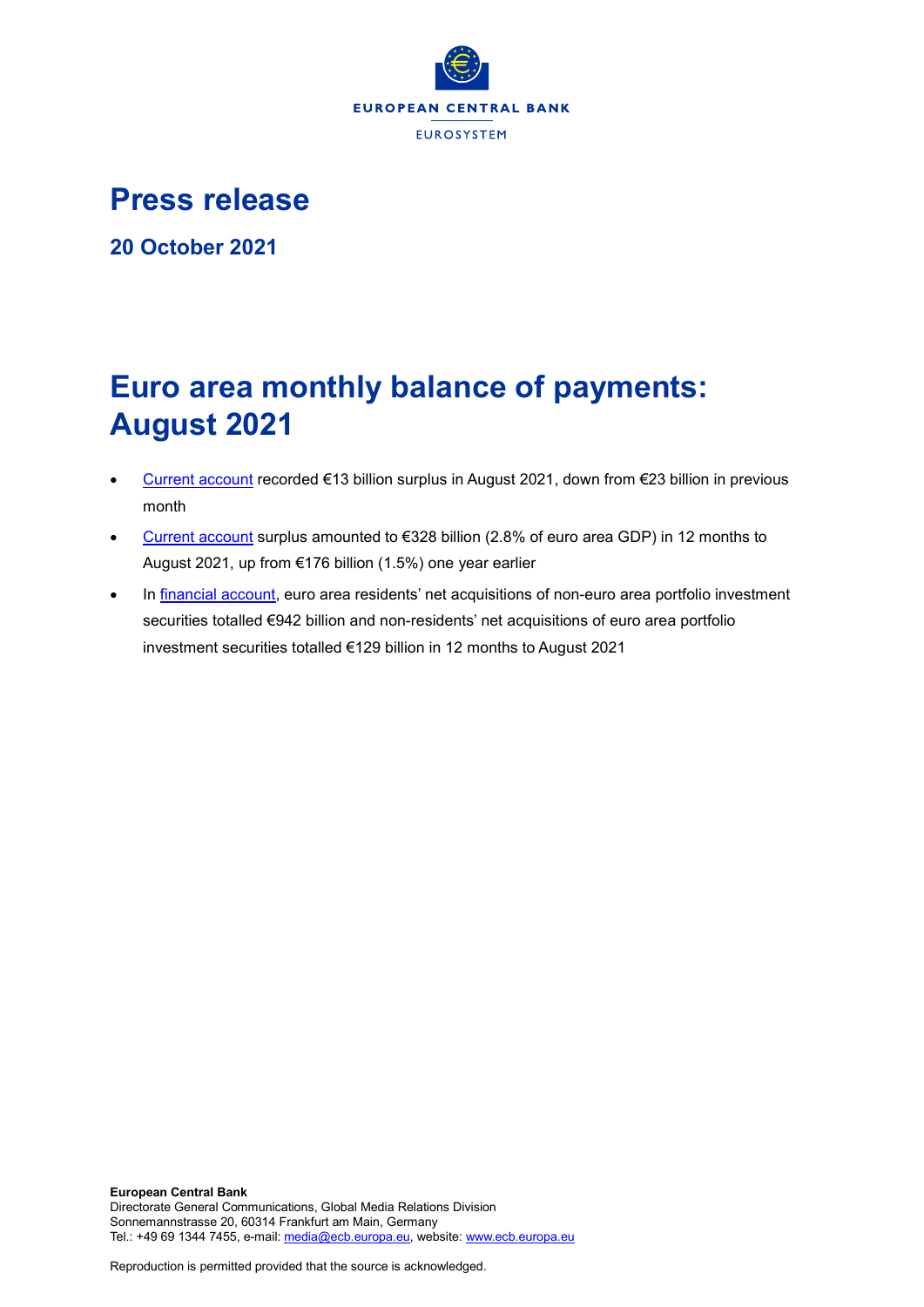# Press release

## 20 October 2021

# Euro area monthly balance of payments: August 2021

- Current account recorded €13 billion surplus in August 2021, down from €23 billion in previous month
- Current account surplus amounted to €328 billion (2.8% of euro area GDP) in 12 months to August 2021, up from €176 billion (1.5%) one year earlier
- In financial account, euro area residents' net acquisitions of non-euro area portfolio investment securities totalled €942 billion and non-residents' net acquisitions of euro area portfolio investment securities totalled €129 billion in 12 months to August 2021

**European Central Bank**
Directorate General Communications, Global Media Relations Division
Sonnemannstrasse 20, 60314 Frankfurt am Main, Germany
Tel.: +49 69 1344 7455, e-mail: media@ecb.europa.eu, website: www.ecb.europa.eu

Reproduction is permitted provided that the source is acknowledged.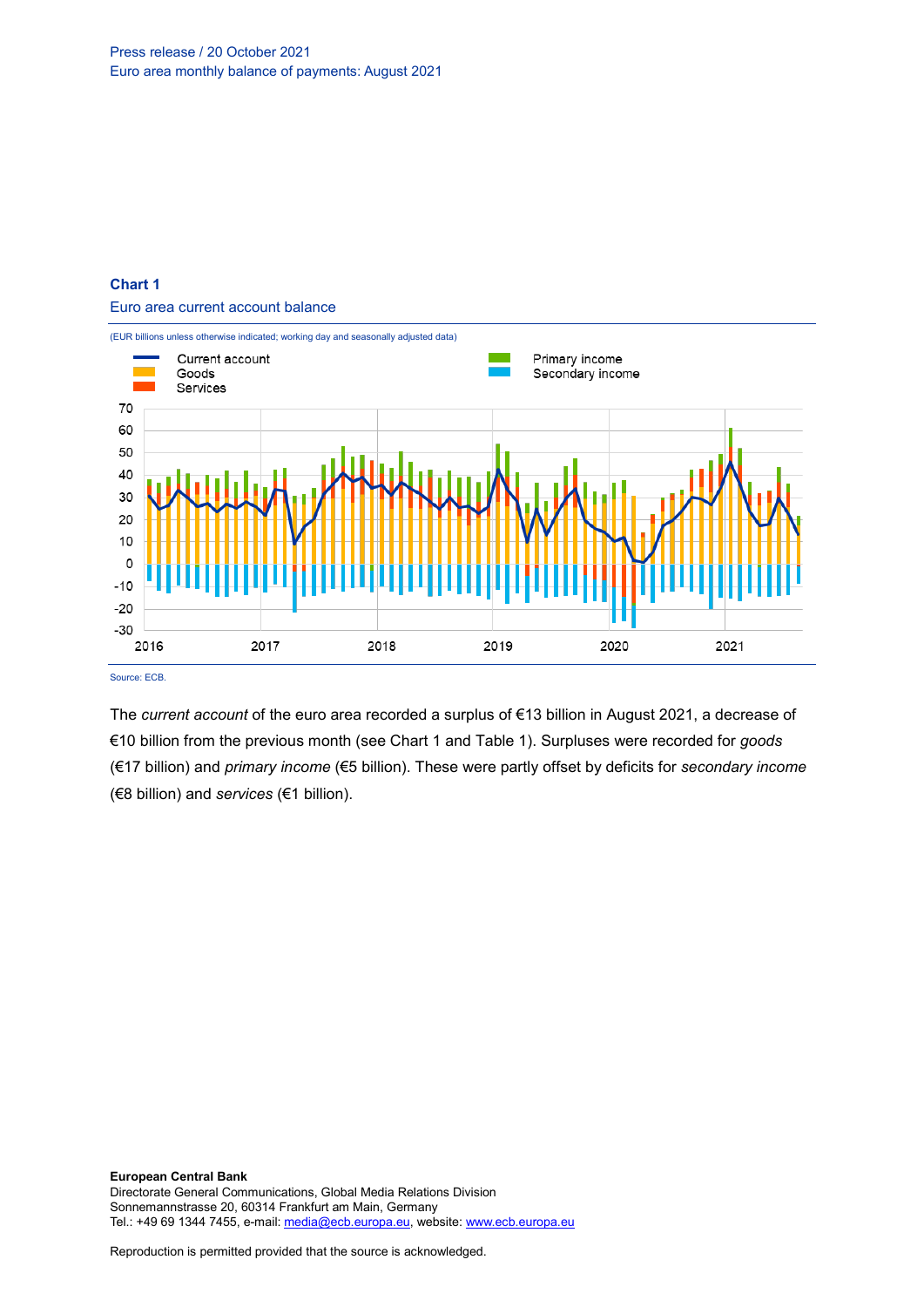**Chart 1**

Euro area current account balance

(EUR billions unless otherwise indicated; working day and seasonally adjusted data)

Source: ECB.

The *current account* of the euro area recorded a surplus of €13 billion in August 2021, a decrease of €10 billion from the previous month (see Chart 1 and Table 1). Surpluses were recorded for *goods* (€17 billion) and *primary income* (€5 billion). These were partly offset by deficits for *secondary income* (€8 billion) and *services* (€1 billion).

**European Central Bank**
Directorate General Communications, Global Media Relations Division
Sonnemannstrasse 20, 60314 Frankfurt am Main, Germany
Tel.: +49 69 1344 7455, e-mail: media@ecb.europa.eu, website: www.ecb.europa.eu

Reproduction is permitted provided that the source is acknowledged.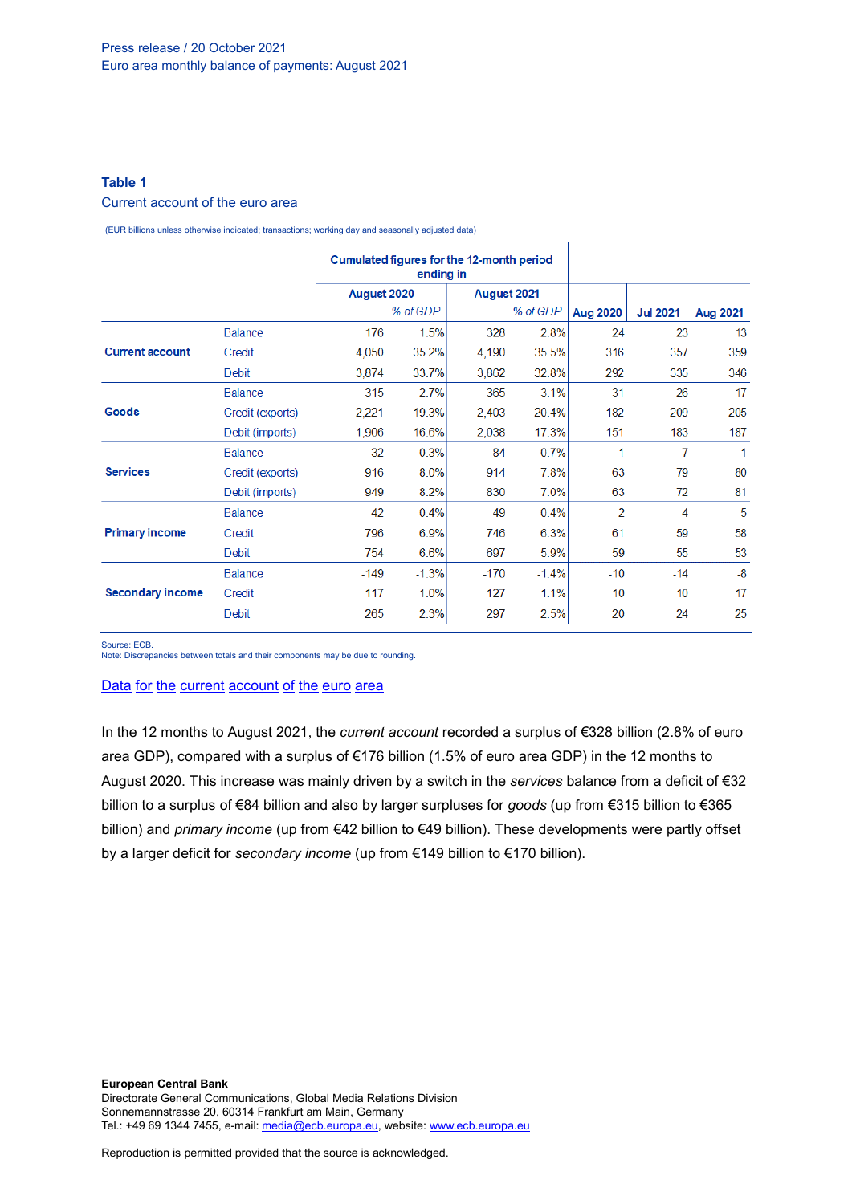### Table 1

Current account of the euro area

(EUR billions unless otherwise indicated; transactions; working day and seasonally adjusted data)

| | | Cumulated figures for the 12-month period ending in | | | | | | |
|---|---|---|---|---|---|---|---|---|
| | | August 2020 | | August 2021 | | | | |
| | | | % of GDP | | % of GDP | Aug 2020 | Jul 2021 | Aug 2021 |
| **Current account** | Balance | 176 | 1.5% | 328 | 2.8% | 24 | 23 | 13 |
| | Credit | 4,050 | 35.2% | 4,190 | 35.5% | 316 | 357 | 359 |
| | Debit | 3,874 | 33.7% | 3,862 | 32.8% | 292 | 335 | 346 |
| **Goods** | Balance | 315 | 2.7% | 365 | 3.1% | 31 | 26 | 17 |
| | Credit (exports) | 2,221 | 19.3% | 2,403 | 20.4% | 182 | 209 | 205 |
| | Debit (imports) | 1,906 | 16.6% | 2,038 | 17.3% | 151 | 183 | 187 |
| **Services** | Balance | -32 | -0.3% | 84 | 0.7% | 1 | 7 | -1 |
| | Credit (exports) | 916 | 8.0% | 914 | 7.8% | 63 | 79 | 80 |
| | Debit (imports) | 949 | 8.2% | 830 | 7.0% | 63 | 72 | 81 |
| **Primary income** | Balance | 42 | 0.4% | 49 | 0.4% | 2 | 4 | 5 |
| | Credit | 796 | 6.9% | 746 | 6.3% | 61 | 59 | 58 |
| | Debit | 754 | 6.6% | 697 | 5.9% | 59 | 55 | 53 |
| **Secondary income** | Balance | -149 | -1.3% | -170 | -1.4% | -10 | -14 | -8 |
| | Credit | 117 | 1.0% | 127 | 1.1% | 10 | 10 | 17 |
| | Debit | 265 | 2.3% | 297 | 2.5% | 20 | 24 | 25 |

Source: ECB.
Note: Discrepancies between totals and their components may be due to rounding.

[Data for the current account of the euro area]

In the 12 months to August 2021, the *current account* recorded a surplus of €328 billion (2.8% of euro area GDP), compared with a surplus of €176 billion (1.5% of euro area GDP) in the 12 months to August 2020. This increase was mainly driven by a switch in the *services* balance from a deficit of €32 billion to a surplus of €84 billion and also by larger surpluses for *goods* (up from €315 billion to €365 billion) and *primary income* (up from €42 billion to €49 billion). These developments were partly offset by a larger deficit for *secondary income* (up from €149 billion to €170 billion).

**European Central Bank**
Directorate General Communications, Global Media Relations Division
Sonnemannstrasse 20, 60314 Frankfurt am Main, Germany
Tel.: +49 69 1344 7455, e-mail: media@ecb.europa.eu, website: www.ecb.europa.eu

Reproduction is permitted provided that the source is acknowledged.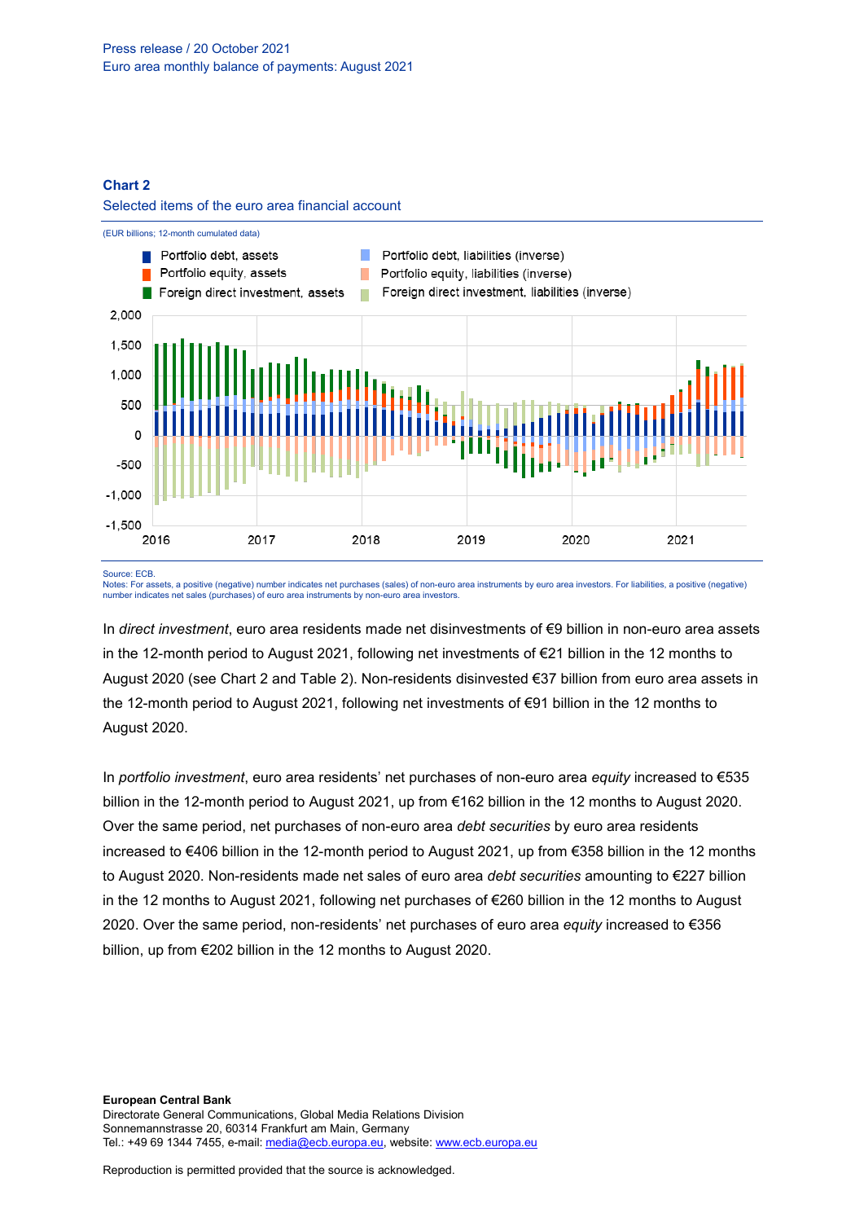**Chart 2**

Selected items of the euro area financial account

(EUR billions; 12-month cumulated data)

Source: ECB.

Notes: For assets, a positive (negative) number indicates net purchases (sales) of non-euro area instruments by euro area investors. For liabilities, a positive (negative) number indicates net sales (purchases) of euro area instruments by non-euro area investors.

In *direct investment*, euro area residents made net disinvestments of €9 billion in non-euro area assets in the 12-month period to August 2021, following net investments of €21 billion in the 12 months to August 2020 (see Chart 2 and Table 2). Non-residents disinvested €37 billion from euro area assets in the 12-month period to August 2021, following net investments of €91 billion in the 12 months to August 2020.

In *portfolio investment*, euro area residents' net purchases of non-euro area *equity* increased to €535 billion in the 12-month period to August 2021, up from €162 billion in the 12 months to August 2020. Over the same period, net purchases of non-euro area *debt securities* by euro area residents increased to €406 billion in the 12-month period to August 2021, up from €358 billion in the 12 months to August 2020. Non-residents made net sales of euro area *debt securities* amounting to €227 billion in the 12 months to August 2021, following net purchases of €260 billion in the 12 months to August 2020. Over the same period, non-residents' net purchases of euro area *equity* increased to €356 billion, up from €202 billion in the 12 months to August 2020.

**European Central Bank**
Directorate General Communications, Global Media Relations Division
Sonnemannstrasse 20, 60314 Frankfurt am Main, Germany
Tel.: +49 69 1344 7455, e-mail: media@ecb.europa.eu, website: www.ecb.europa.eu

Reproduction is permitted provided that the source is acknowledged.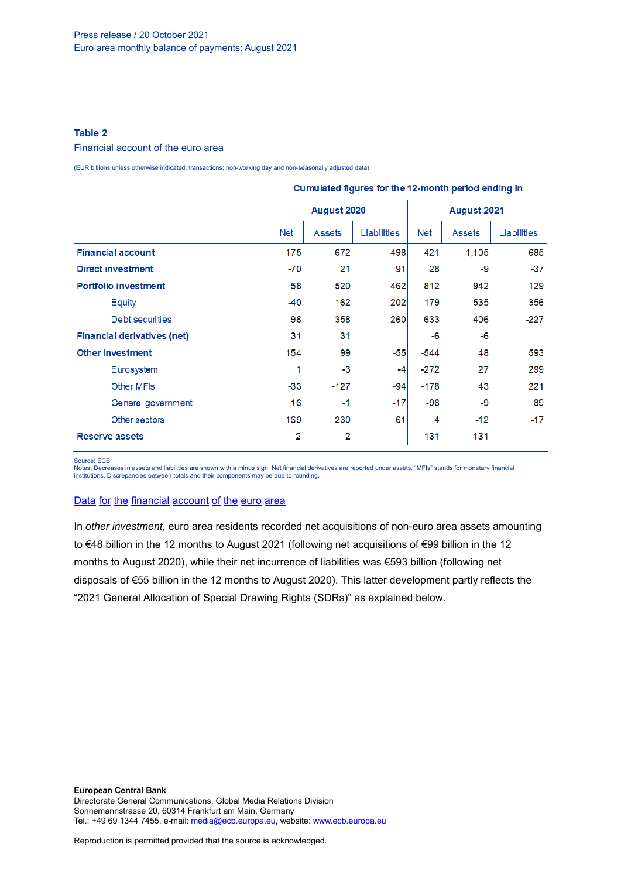Press release / 20 October 2021
Euro area monthly balance of payments: August 2021

**Table 2**

Financial account of the euro area

(EUR billions unless otherwise indicated; transactions; non-working day and non-seasonally adjusted data)

| | Cumulated figures for the 12-month period ending in | | | | | |
|---|---|---|---|---|---|---|
| | August 2020 | | | August 2021 | | |
| | Net | Assets | Liabilities | Net | Assets | Liabilities |
| **Financial account** | 175 | 672 | 498 | 421 | 1,105 | 685 |
| **Direct investment** | -70 | 21 | 91 | 28 | -9 | -37 |
| **Portfolio investment** | 58 | 520 | 462 | 812 | 942 | 129 |
| Equity | -40 | 162 | 202 | 179 | 535 | 356 |
| Debt securities | 98 | 358 | 260 | 633 | 406 | -227 |
| **Financial derivatives (net)** | 31 | 31 | | -6 | -6 | |
| **Other investment** | 154 | 99 | -55 | -544 | 48 | 593 |
| Eurosystem | 1 | -3 | -4 | -272 | 27 | 299 |
| Other MFIs | -33 | -127 | -94 | -178 | 43 | 221 |
| General government | 16 | -1 | -17 | -98 | -9 | 89 |
| Other sectors | 169 | 230 | 61 | 4 | -12 | -17 |
| **Reserve assets** | 2 | 2 | | 131 | 131 | |

Source: ECB.
Notes: Decreases in assets and liabilities are shown with a minus sign. Net financial derivatives are reported under assets. "MFIs" stands for monetary financial institutions. Discrepancies between totals and their components may be due to rounding.

[Data for the financial account of the euro area]

In *other investment*, euro area residents recorded net acquisitions of non-euro area assets amounting to €48 billion in the 12 months to August 2021 (following net acquisitions of €99 billion in the 12 months to August 2020), while their net incurrence of liabilities was €593 billion (following net disposals of €55 billion in the 12 months to August 2020). This latter development partly reflects the "2021 General Allocation of Special Drawing Rights (SDRs)" as explained below.

**European Central Bank**
Directorate General Communications, Global Media Relations Division
Sonnemannstrasse 20, 60314 Frankfurt am Main, Germany
Tel.: +49 69 1344 7455, e-mail: media@ecb.europa.eu, website: www.ecb.europa.eu

Reproduction is permitted provided that the source is acknowledged.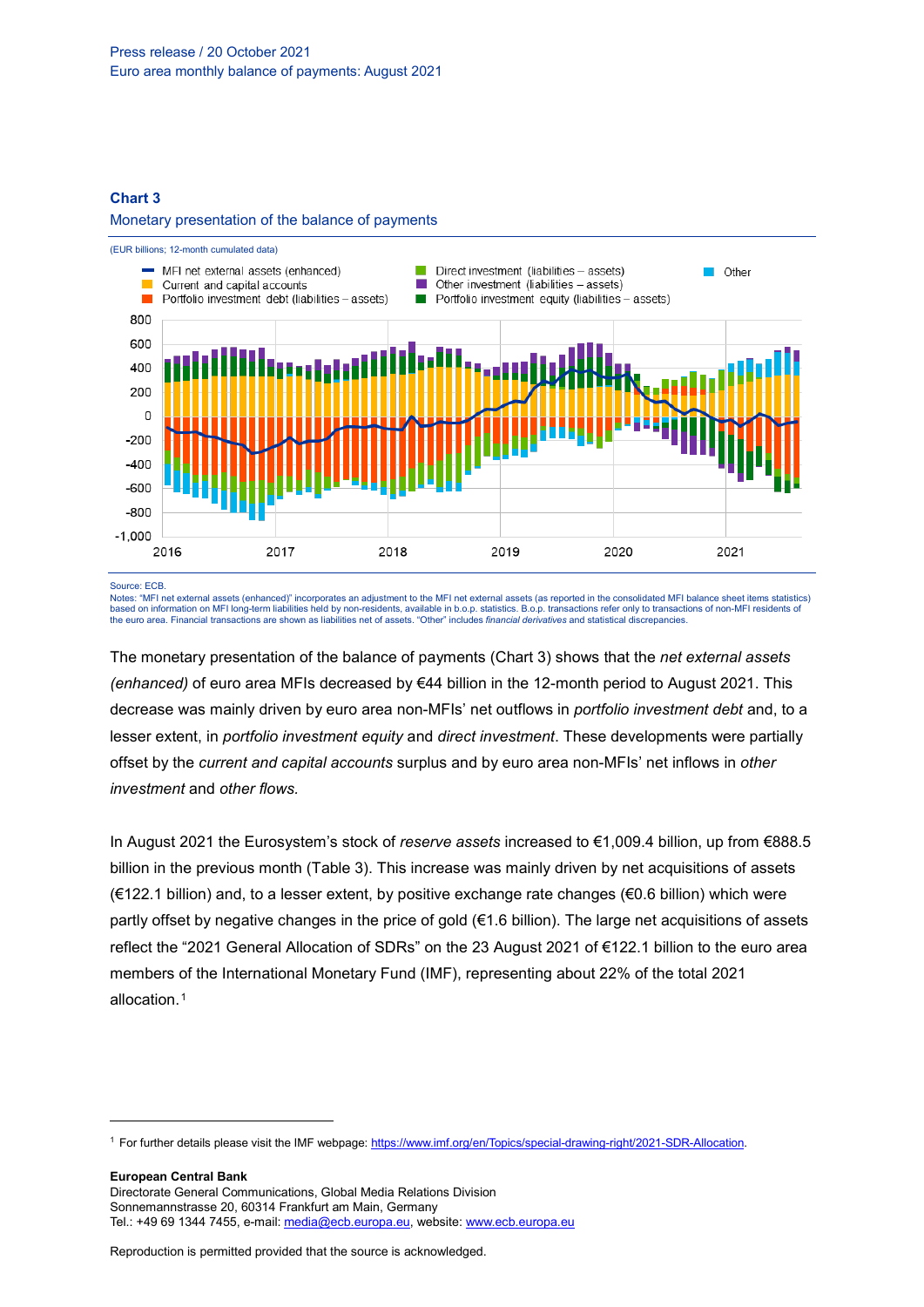**Chart 3**

Monetary presentation of the balance of payments

(EUR billions; 12-month cumulated data)

Source: ECB.
Notes: "MFI net external assets (enhanced)" incorporates an adjustment to the MFI net external assets (as reported in the consolidated MFI balance sheet items statistics) based on information on MFI long-term liabilities held by non-residents, available in b.o.p. statistics. B.o.p. transactions refer only to transactions of non-MFI residents of the euro area. Financial transactions are shown as liabilities net of assets. "Other" includes *financial derivatives* and statistical discrepancies.

The monetary presentation of the balance of payments (Chart 3) shows that the *net external assets (enhanced)* of euro area MFIs decreased by €44 billion in the 12-month period to August 2021. This decrease was mainly driven by euro area non-MFIs' net outflows in *portfolio investment debt* and, to a lesser extent, in *portfolio investment equity* and *direct investment*. These developments were partially offset by the *current and capital accounts* surplus and by euro area non-MFIs' net inflows in *other investment* and *other flows.*

In August 2021 the Eurosystem's stock of *reserve assets* increased to €1,009.4 billion, up from €888.5 billion in the previous month (Table 3). This increase was mainly driven by net acquisitions of assets (€122.1 billion) and, to a lesser extent, by positive exchange rate changes (€0.6 billion) which were partly offset by negative changes in the price of gold (€1.6 billion). The large net acquisitions of assets reflect the "2021 General Allocation of SDRs" on the 23 August 2021 of €122.1 billion to the euro area members of the International Monetary Fund (IMF), representing about 22% of the total 2021 allocation.[1]

[1] For further details please visit the IMF webpage: https://www.imf.org/en/Topics/special-drawing-right/2021-SDR-Allocation.

**European Central Bank**
Directorate General Communications, Global Media Relations Division
Sonnemannstrasse 20, 60314 Frankfurt am Main, Germany
Tel.: +49 69 1344 7455, e-mail: media@ecb.europa.eu, website: www.ecb.europa.eu

Reproduction is permitted provided that the source is acknowledged.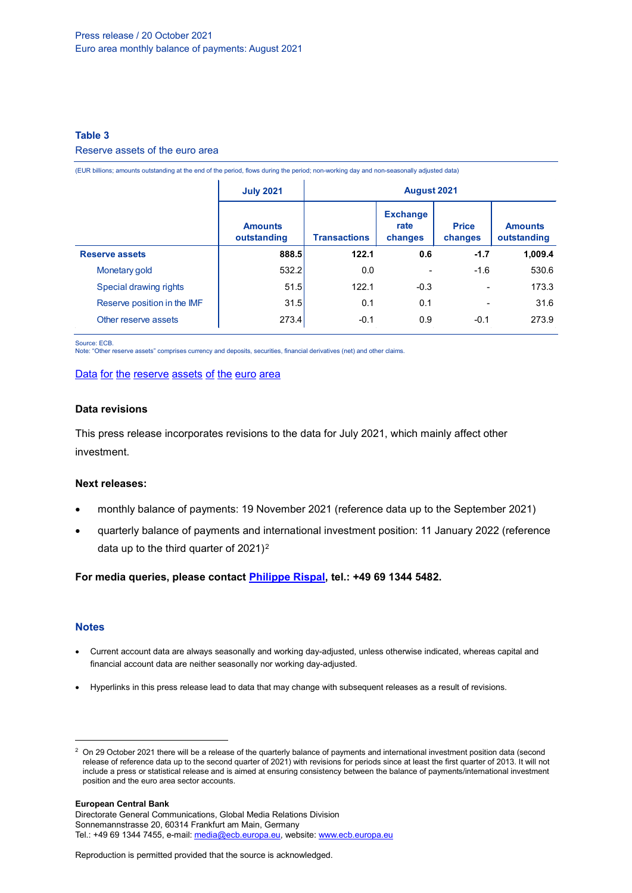### Table 3

Reserve assets of the euro area

(EUR billions; amounts outstanding at the end of the period, flows during the period; non-working day and non-seasonally adjusted data)

| | July 2021 | August 2021 | | | |
|---|---|---|---|---|---|
| | Amounts outstanding | Transactions | Exchange rate changes | Price changes | Amounts outstanding |
| **Reserve assets** | **888.5** | **122.1** | **0.6** | **-1.7** | **1,009.4** |
| Monetary gold | 532.2 | 0.0 | - | -1.6 | 530.6 |
| Special drawing rights | 51.5 | 122.1 | -0.3 | - | 173.3 |
| Reserve position in the IMF | 31.5 | 0.1 | 0.1 | - | 31.6 |
| Other reserve assets | 273.4 | -0.1 | 0.9 | -0.1 | 273.9 |

Source: ECB.
Note: "Other reserve assets" comprises currency and deposits, securities, financial derivatives (net) and other claims.

Data for the reserve assets of the euro area

**Data revisions**

This press release incorporates revisions to the data for July 2021, which mainly affect other investment.

**Next releases:**

- monthly balance of payments: 19 November 2021 (reference data up to the September 2021)
- quarterly balance of payments and international investment position: 11 January 2022 (reference data up to the third quarter of 2021)[2]

**For media queries, please contact Philippe Rispal, tel.: +49 69 1344 5482.**

### Notes

- Current account data are always seasonally and working day-adjusted, unless otherwise indicated, whereas capital and financial account data are neither seasonally nor working day-adjusted.
- Hyperlinks in this press release lead to data that may change with subsequent releases as a result of revisions.

[2] On 29 October 2021 there will be a release of the quarterly balance of payments and international investment position data (second release of reference data up to the second quarter of 2021) with revisions for periods since at least the first quarter of 2013. It will not include a press or statistical release and is aimed at ensuring consistency between the balance of payments/international investment position and the euro area sector accounts.

**European Central Bank**
Directorate General Communications, Global Media Relations Division
Sonnemannstrasse 20, 60314 Frankfurt am Main, Germany
Tel.: +49 69 1344 7455, e-mail: media@ecb.europa.eu, website: www.ecb.europa.eu

Reproduction is permitted provided that the source is acknowledged.